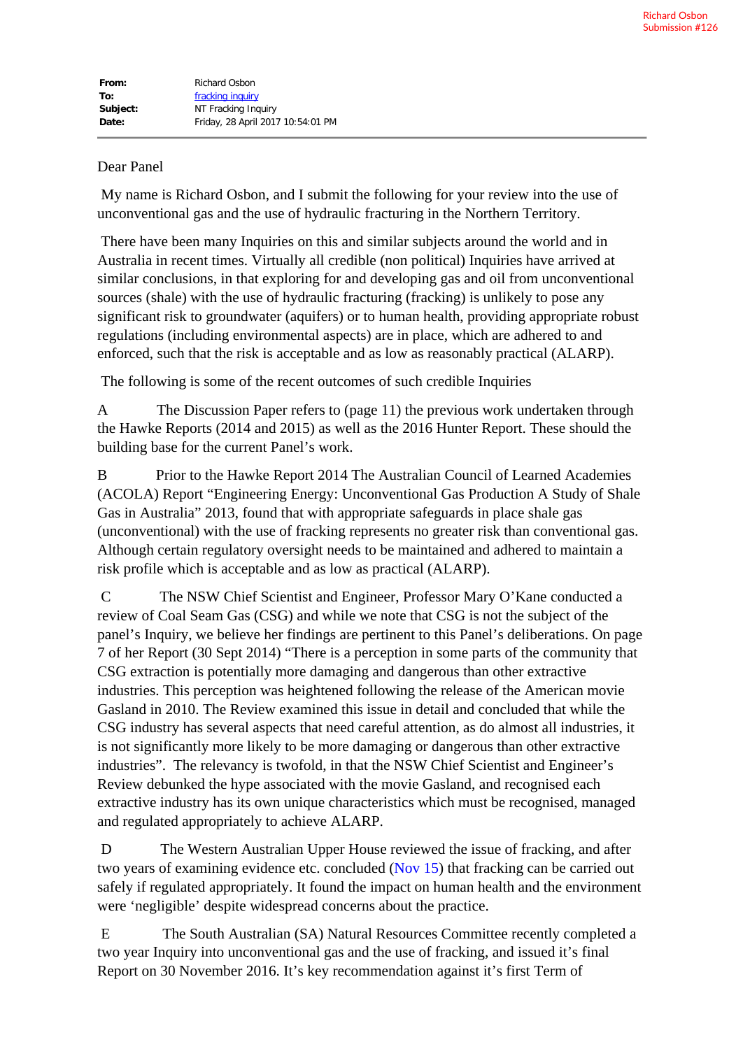Richard Osbon
Submission #126

| | |
|---|---|
| **From:** | Richard Osbon |
| **To:** | fracking inquiry |
| **Subject:** | NT Fracking Inquiry |
| **Date:** | Friday, 28 April 2017 10:54:01 PM |

Dear Panel

My name is Richard Osbon, and I submit the following for your review into the use of unconventional gas and the use of hydraulic fracturing in the Northern Territory.

There have been many Inquiries on this and similar subjects around the world and in Australia in recent times. Virtually all credible (non political) Inquiries have arrived at similar conclusions, in that exploring for and developing gas and oil from unconventional sources (shale) with the use of hydraulic fracturing (fracking) is unlikely to pose any significant risk to groundwater (aquifers) or to human health, providing appropriate robust regulations (including environmental aspects) are in place, which are adhered to and enforced, such that the risk is acceptable and as low as reasonably practical (ALARP).

The following is some of the recent outcomes of such credible Inquiries

A The Discussion Paper refers to (page 11) the previous work undertaken through the Hawke Reports (2014 and 2015) as well as the 2016 Hunter Report. These should the building base for the current Panel's work.

B Prior to the Hawke Report 2014 The Australian Council of Learned Academies (ACOLA) Report "Engineering Energy: Unconventional Gas Production A Study of Shale Gas in Australia" 2013, found that with appropriate safeguards in place shale gas (unconventional) with the use of fracking represents no greater risk than conventional gas. Although certain regulatory oversight needs to be maintained and adhered to maintain a risk profile which is acceptable and as low as practical (ALARP).

C The NSW Chief Scientist and Engineer, Professor Mary O'Kane conducted a review of Coal Seam Gas (CSG) and while we note that CSG is not the subject of the panel's Inquiry, we believe her findings are pertinent to this Panel's deliberations. On page 7 of her Report (30 Sept 2014) "There is a perception in some parts of the community that CSG extraction is potentially more damaging and dangerous than other extractive industries. This perception was heightened following the release of the American movie Gasland in 2010. The Review examined this issue in detail and concluded that while the CSG industry has several aspects that need careful attention, as do almost all industries, it is not significantly more likely to be more damaging or dangerous than other extractive industries". The relevancy is twofold, in that the NSW Chief Scientist and Engineer's Review debunked the hype associated with the movie Gasland, and recognised each extractive industry has its own unique characteristics which must be recognised, managed and regulated appropriately to achieve ALARP.

D The Western Australian Upper House reviewed the issue of fracking, and after two years of examining evidence etc. concluded (Nov 15) that fracking can be carried out safely if regulated appropriately. It found the impact on human health and the environment were 'negligible' despite widespread concerns about the practice.

E The South Australian (SA) Natural Resources Committee recently completed a two year Inquiry into unconventional gas and the use of fracking, and issued it's final Report on 30 November 2016. It's key recommendation against it's first Term of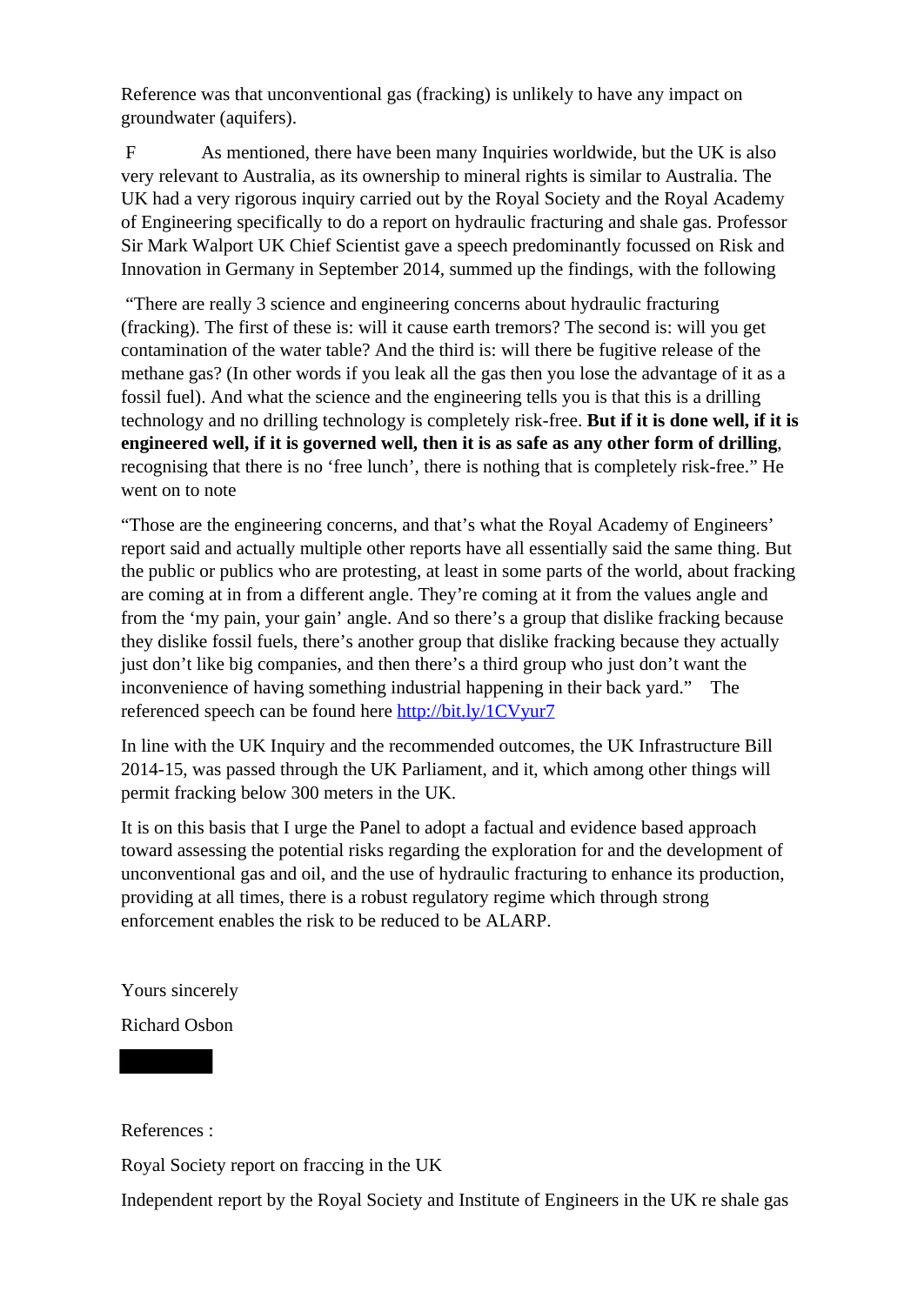Reference was that unconventional gas (fracking) is unlikely to have any impact on groundwater (aquifers).

F As mentioned, there have been many Inquiries worldwide, but the UK is also very relevant to Australia, as its ownership to mineral rights is similar to Australia. The UK had a very rigorous inquiry carried out by the Royal Society and the Royal Academy of Engineering specifically to do a report on hydraulic fracturing and shale gas. Professor Sir Mark Walport UK Chief Scientist gave a speech predominantly focussed on Risk and Innovation in Germany in September 2014, summed up the findings, with the following

"There are really 3 science and engineering concerns about hydraulic fracturing (fracking). The first of these is: will it cause earth tremors? The second is: will you get contamination of the water table? And the third is: will there be fugitive release of the methane gas? (In other words if you leak all the gas then you lose the advantage of it as a fossil fuel). And what the science and the engineering tells you is that this is a drilling technology and no drilling technology is completely risk-free. **But if it is done well, if it is engineered well, if it is governed well, then it is as safe as any other form of drilling**, recognising that there is no 'free lunch', there is nothing that is completely risk-free." He went on to note

"Those are the engineering concerns, and that's what the Royal Academy of Engineers' report said and actually multiple other reports have all essentially said the same thing. But the public or publics who are protesting, at least in some parts of the world, about fracking are coming at in from a different angle. They're coming at it from the values angle and from the 'my pain, your gain' angle. And so there's a group that dislike fracking because they dislike fossil fuels, there's another group that dislike fracking because they actually just don't like big companies, and then there's a third group who just don't want the inconvenience of having something industrial happening in their back yard." The referenced speech can be found here http://bit.ly/1CVyur7

In line with the UK Inquiry and the recommended outcomes, the UK Infrastructure Bill 2014-15, was passed through the UK Parliament, and it, which among other things will permit fracking below 300 meters in the UK.

It is on this basis that I urge the Panel to adopt a factual and evidence based approach toward assessing the potential risks regarding the exploration for and the development of unconventional gas and oil, and the use of hydraulic fracturing to enhance its production, providing at all times, there is a robust regulatory regime which through strong enforcement enables the risk to be reduced to be ALARP.

Yours sincerely

Richard Osbon

References :

Royal Society report on fraccing in the UK

Independent report by the Royal Society and Institute of Engineers in the UK re shale gas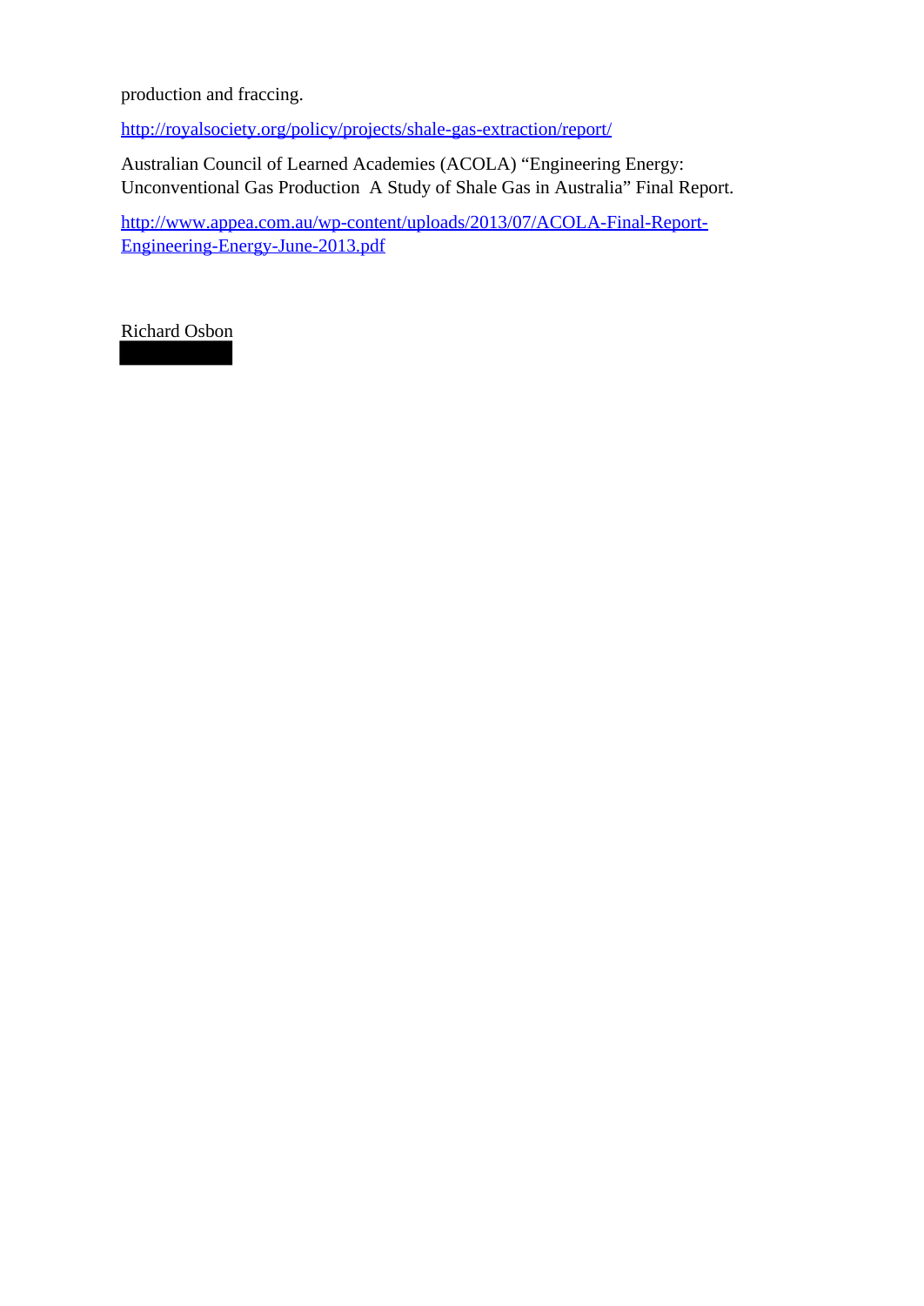production and fraccing.

http://royalsociety.org/policy/projects/shale-gas-extraction/report/

Australian Council of Learned Academies (ACOLA) "Engineering Energy: Unconventional Gas Production  A Study of Shale Gas in Australia" Final Report.

http://www.appea.com.au/wp-content/uploads/2013/07/ACOLA-Final-Report-Engineering-Energy-June-2013.pdf

Richard Osbon